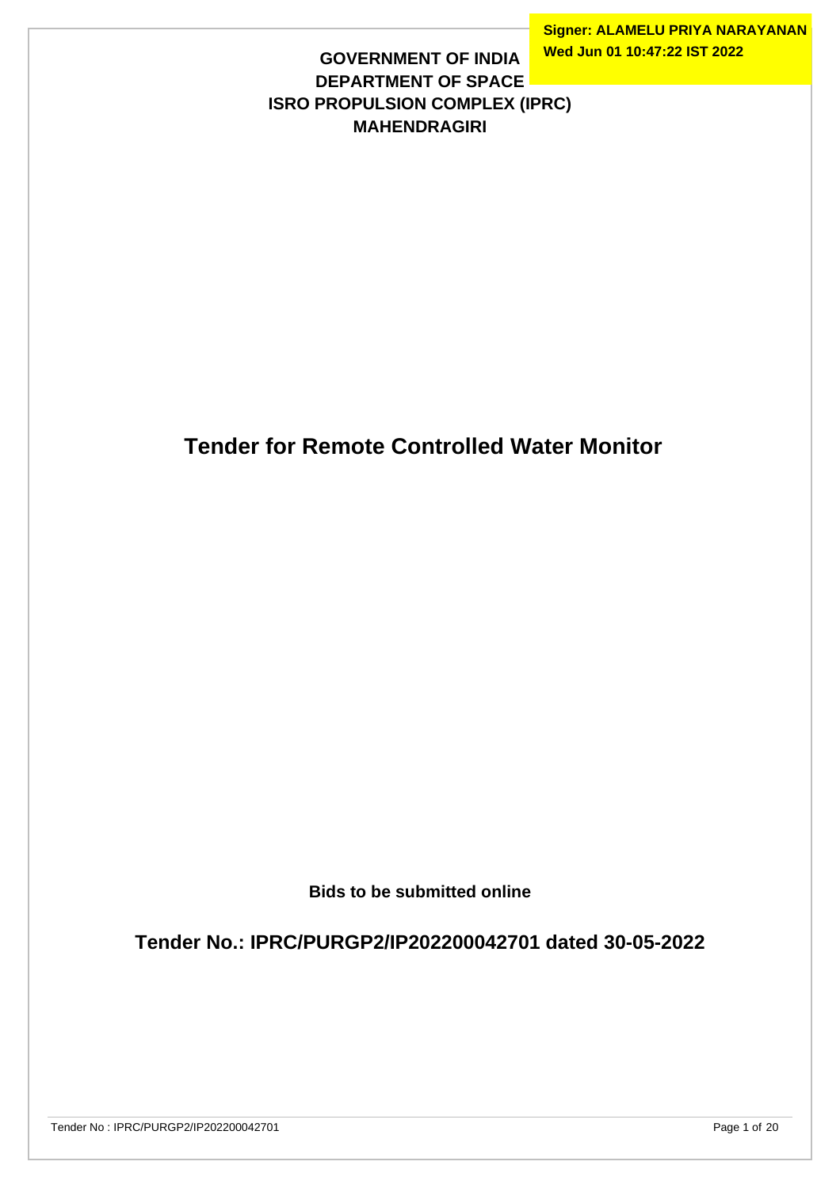Signer: ALAMELU PRIYA NARAYANAN
Wed Jun 01 10:47:22 IST 2022

**GOVERNMENT OF INDIA**
**DEPARTMENT OF SPACE**
**ISRO PROPULSION COMPLEX (IPRC)**
**MAHENDRAGIRI**

# Tender for Remote Controlled Water Monitor

**Bids to be submitted online**

## Tender No.: IPRC/PURGP2/IP202200042701 dated 30-05-2022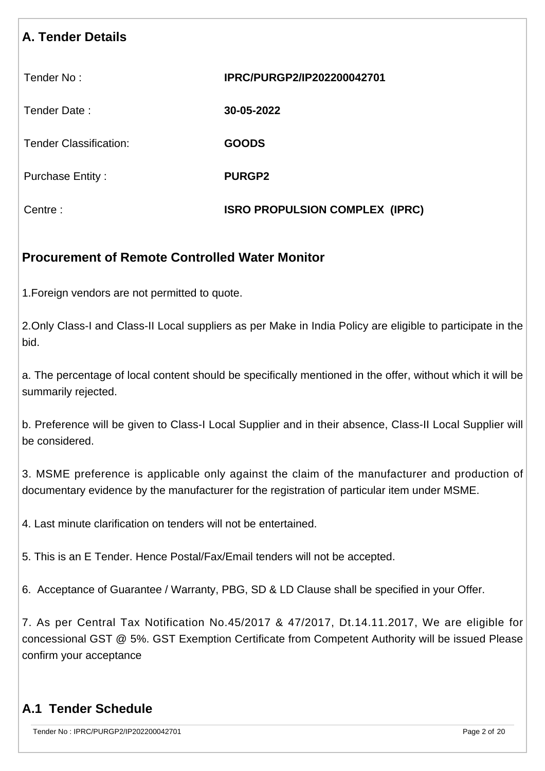## A. Tender Details

| | |
|---|---|
| Tender No : | **IPRC/PURGP2/IP202200042701** |
| Tender Date : | **30-05-2022** |
| Tender Classification: | **GOODS** |
| Purchase Entity : | **PURGP2** |
| Centre : | **ISRO PROPULSION COMPLEX (IPRC)** |

## Procurement of Remote Controlled Water Monitor

1.Foreign vendors are not permitted to quote.

2.Only Class-I and Class-II Local suppliers as per Make in India Policy are eligible to participate in the bid.

a. The percentage of local content should be specifically mentioned in the offer, without which it will be summarily rejected.

b. Preference will be given to Class-I Local Supplier and in their absence, Class-II Local Supplier will be considered.

3. MSME preference is applicable only against the claim of the manufacturer and production of documentary evidence by the manufacturer for the registration of particular item under MSME.

4. Last minute clarification on tenders will not be entertained.

5. This is an E Tender. Hence Postal/Fax/Email tenders will not be accepted.

6. Acceptance of Guarantee / Warranty, PBG, SD & LD Clause shall be specified in your Offer.

7. As per Central Tax Notification No.45/2017 & 47/2017, Dt.14.11.2017, We are eligible for concessional GST @ 5%. GST Exemption Certificate from Competent Authority will be issued Please confirm your acceptance

## A.1 Tender Schedule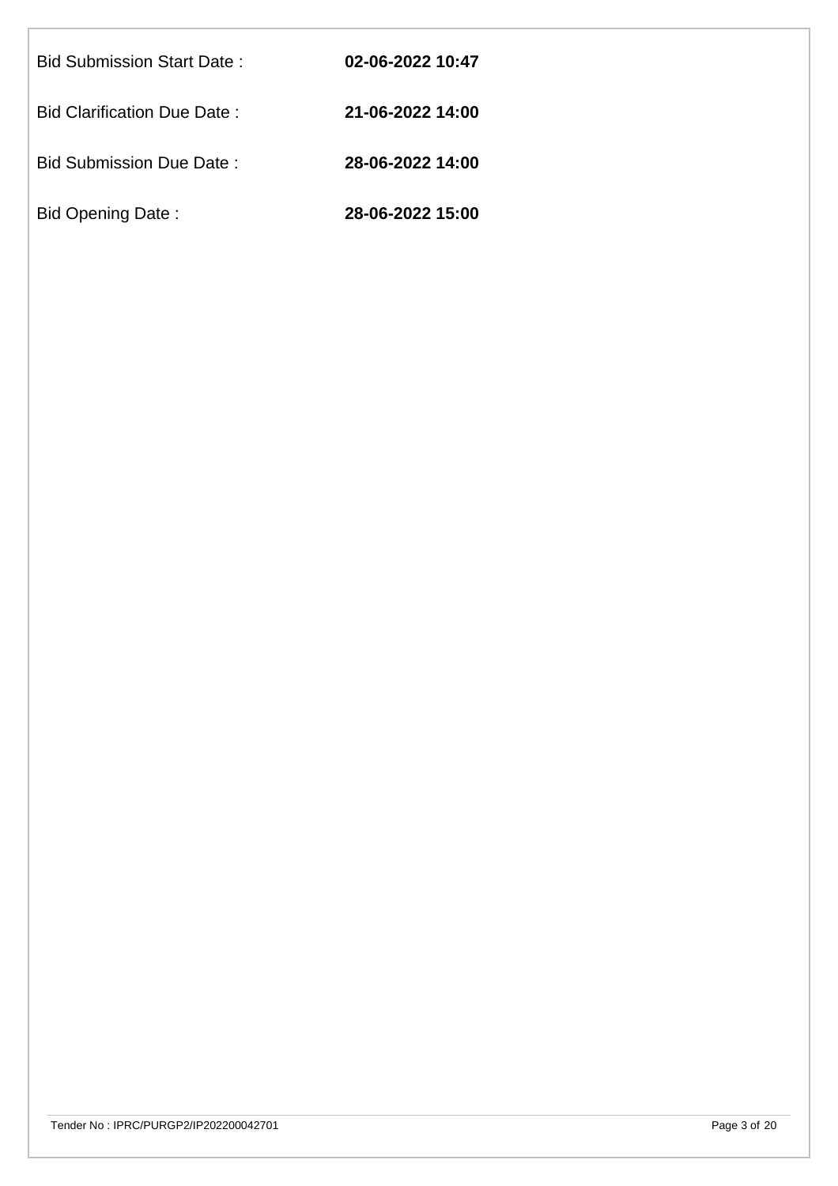| | |
|---|---|
| Bid Submission Start Date : | **02-06-2022 10:47** |
| Bid Clarification Due Date : | **21-06-2022 14:00** |
| Bid Submission Due Date : | **28-06-2022 14:00** |
| Bid Opening Date : | **28-06-2022 15:00** |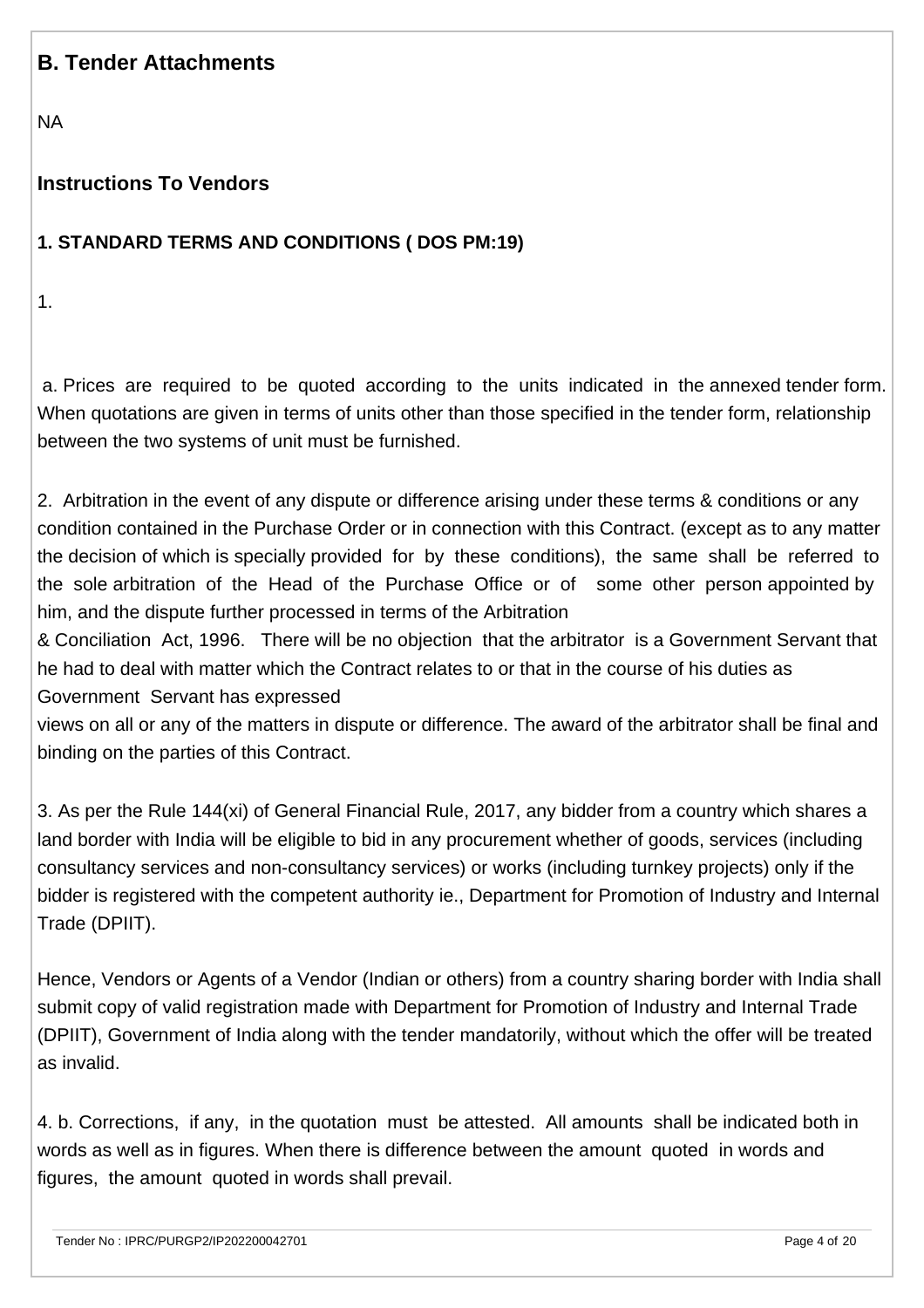## B. Tender Attachments

NA

## Instructions To Vendors

### 1. STANDARD TERMS AND CONDITIONS ( DOS PM:19)

1.

a. Prices are required to be quoted according to the units indicated in the annexed tender form. When quotations are given in terms of units other than those specified in the tender form, relationship between the two systems of unit must be furnished.

2. Arbitration in the event of any dispute or difference arising under these terms & conditions or any condition contained in the Purchase Order or in connection with this Contract. (except as to any matter the decision of which is specially provided for by these conditions), the same shall be referred to the sole arbitration of the Head of the Purchase Office or of some other person appointed by him, and the dispute further processed in terms of the Arbitration
& Conciliation Act, 1996. There will be no objection that the arbitrator is a Government Servant that he had to deal with matter which the Contract relates to or that in the course of his duties as Government Servant has expressed
views on all or any of the matters in dispute or difference. The award of the arbitrator shall be final and binding on the parties of this Contract.

3. As per the Rule 144(xi) of General Financial Rule, 2017, any bidder from a country which shares a land border with India will be eligible to bid in any procurement whether of goods, services (including consultancy services and non-consultancy services) or works (including turnkey projects) only if the bidder is registered with the competent authority ie., Department for Promotion of Industry and Internal Trade (DPIIT).

Hence, Vendors or Agents of a Vendor (Indian or others) from a country sharing border with India shall submit copy of valid registration made with Department for Promotion of Industry and Internal Trade (DPIIT), Government of India along with the tender mandatorily, without which the offer will be treated as invalid.

4. b. Corrections, if any, in the quotation must be attested. All amounts shall be indicated both in words as well as in figures. When there is difference between the amount quoted in words and figures, the amount quoted in words shall prevail.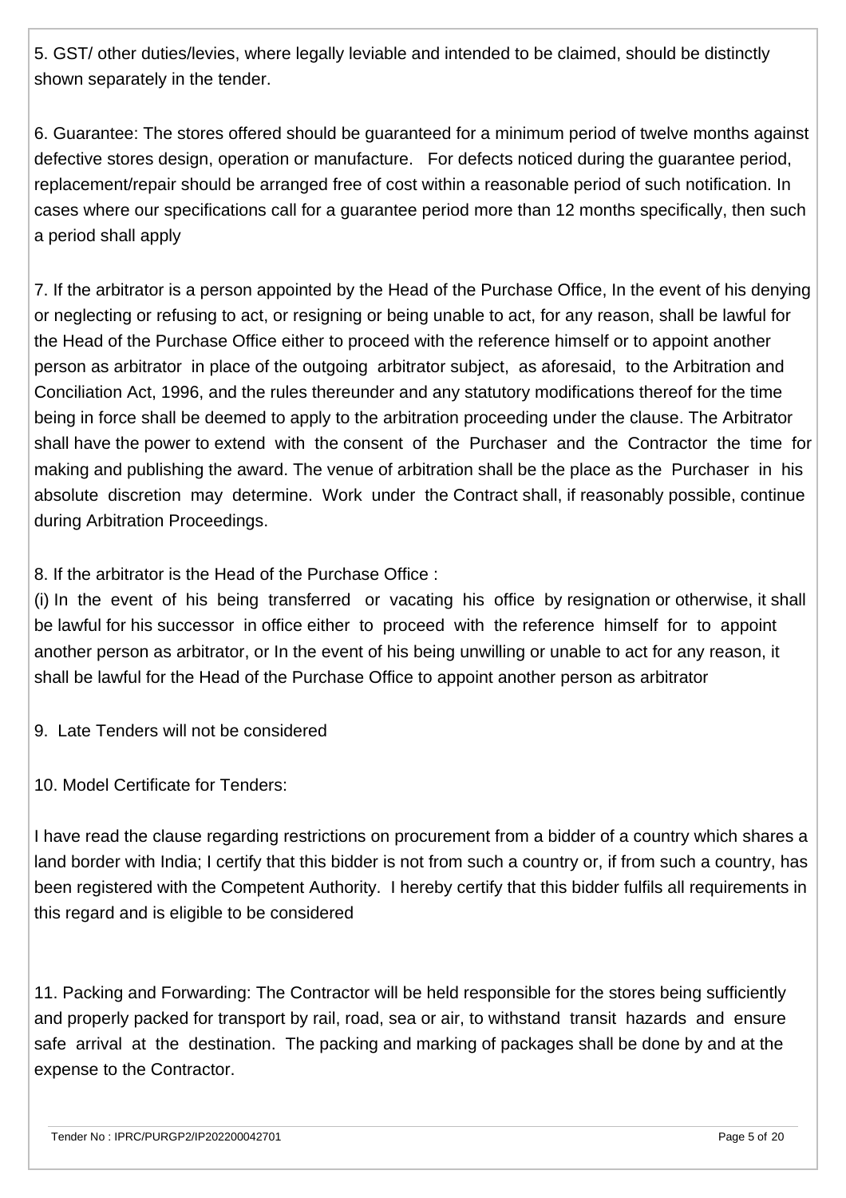5. GST/ other duties/levies, where legally leviable and intended to be claimed, should be distinctly shown separately in the tender.

6. Guarantee: The stores offered should be guaranteed for a minimum period of twelve months against defective stores design, operation or manufacture. For defects noticed during the guarantee period, replacement/repair should be arranged free of cost within a reasonable period of such notification. In cases where our specifications call for a guarantee period more than 12 months specifically, then such a period shall apply

7. If the arbitrator is a person appointed by the Head of the Purchase Office, In the event of his denying or neglecting or refusing to act, or resigning or being unable to act, for any reason, shall be lawful for the Head of the Purchase Office either to proceed with the reference himself or to appoint another person as arbitrator in place of the outgoing arbitrator subject, as aforesaid, to the Arbitration and Conciliation Act, 1996, and the rules thereunder and any statutory modifications thereof for the time being in force shall be deemed to apply to the arbitration proceeding under the clause. The Arbitrator shall have the power to extend with the consent of the Purchaser and the Contractor the time for making and publishing the award. The venue of arbitration shall be the place as the Purchaser in his absolute discretion may determine. Work under the Contract shall, if reasonably possible, continue during Arbitration Proceedings.

8. If the arbitrator is the Head of the Purchase Office :
(i) In the event of his being transferred or vacating his office by resignation or otherwise, it shall be lawful for his successor in office either to proceed with the reference himself for to appoint another person as arbitrator, or In the event of his being unwilling or unable to act for any reason, it shall be lawful for the Head of the Purchase Office to appoint another person as arbitrator

9. Late Tenders will not be considered

10. Model Certificate for Tenders:

I have read the clause regarding restrictions on procurement from a bidder of a country which shares a land border with India; I certify that this bidder is not from such a country or, if from such a country, has been registered with the Competent Authority. I hereby certify that this bidder fulfils all requirements in this regard and is eligible to be considered

11. Packing and Forwarding: The Contractor will be held responsible for the stores being sufficiently and properly packed for transport by rail, road, sea or air, to withstand transit hazards and ensure safe arrival at the destination. The packing and marking of packages shall be done by and at the expense to the Contractor.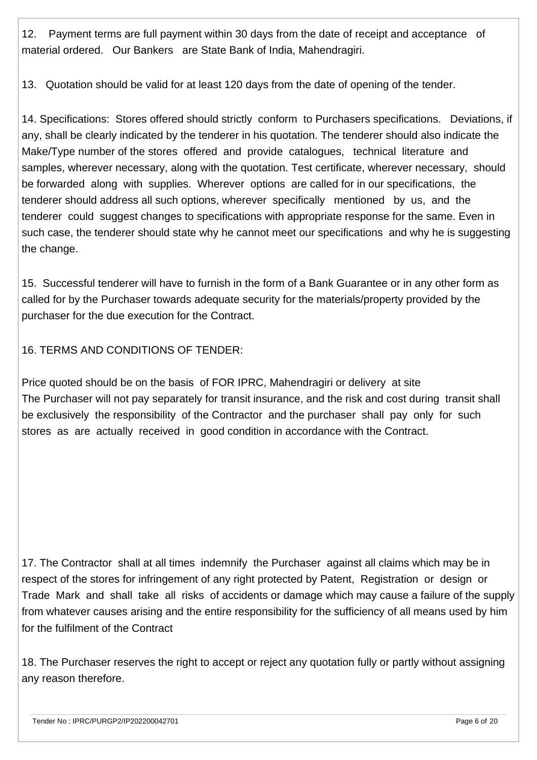12. Payment terms are full payment within 30 days from the date of receipt and acceptance of material ordered. Our Bankers are State Bank of India, Mahendragiri.

13. Quotation should be valid for at least 120 days from the date of opening of the tender.

14. Specifications: Stores offered should strictly conform to Purchasers specifications. Deviations, if any, shall be clearly indicated by the tenderer in his quotation. The tenderer should also indicate the Make/Type number of the stores offered and provide catalogues, technical literature and samples, wherever necessary, along with the quotation. Test certificate, wherever necessary, should be forwarded along with supplies. Wherever options are called for in our specifications, the tenderer should address all such options, wherever specifically mentioned by us, and the tenderer could suggest changes to specifications with appropriate response for the same. Even in such case, the tenderer should state why he cannot meet our specifications and why he is suggesting the change.

15. Successful tenderer will have to furnish in the form of a Bank Guarantee or in any other form as called for by the Purchaser towards adequate security for the materials/property provided by the purchaser for the due execution for the Contract.

16. TERMS AND CONDITIONS OF TENDER:

Price quoted should be on the basis of FOR IPRC, Mahendragiri or delivery at site
The Purchaser will not pay separately for transit insurance, and the risk and cost during transit shall be exclusively the responsibility of the Contractor and the purchaser shall pay only for such stores as are actually received in good condition in accordance with the Contract.

17. The Contractor shall at all times indemnify the Purchaser against all claims which may be in respect of the stores for infringement of any right protected by Patent, Registration or design or Trade Mark and shall take all risks of accidents or damage which may cause a failure of the supply from whatever causes arising and the entire responsibility for the sufficiency of all means used by him for the fulfilment of the Contract

18. The Purchaser reserves the right to accept or reject any quotation fully or partly without assigning any reason therefore.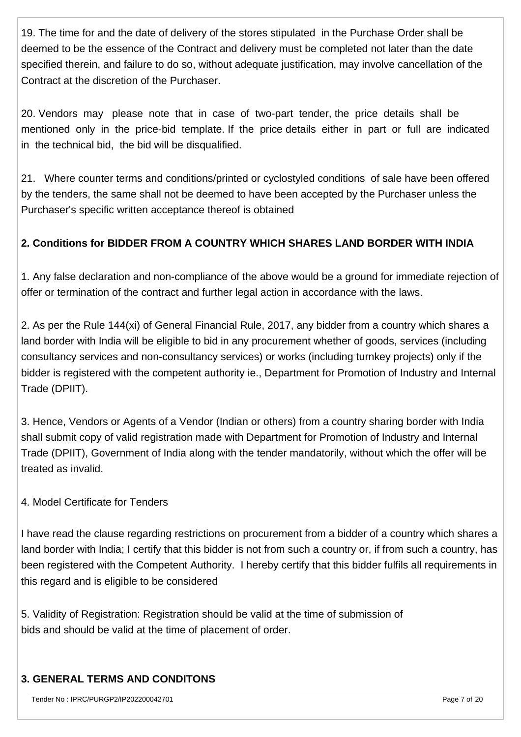19. The time for and the date of delivery of the stores stipulated in the Purchase Order shall be deemed to be the essence of the Contract and delivery must be completed not later than the date specified therein, and failure to do so, without adequate justification, may involve cancellation of the Contract at the discretion of the Purchaser.

20. Vendors may please note that in case of two-part tender, the price details shall be mentioned only in the price-bid template. If the price details either in part or full are indicated in the technical bid, the bid will be disqualified.

21. Where counter terms and conditions/printed or cyclostyled conditions of sale have been offered by the tenders, the same shall not be deemed to have been accepted by the Purchaser unless the Purchaser's specific written acceptance thereof is obtained

**2. Conditions for BIDDER FROM A COUNTRY WHICH SHARES LAND BORDER WITH INDIA**

1. Any false declaration and non-compliance of the above would be a ground for immediate rejection of offer or termination of the contract and further legal action in accordance with the laws.

2. As per the Rule 144(xi) of General Financial Rule, 2017, any bidder from a country which shares a land border with India will be eligible to bid in any procurement whether of goods, services (including consultancy services and non-consultancy services) or works (including turnkey projects) only if the bidder is registered with the competent authority ie., Department for Promotion of Industry and Internal Trade (DPIIT).

3. Hence, Vendors or Agents of a Vendor (Indian or others) from a country sharing border with India shall submit copy of valid registration made with Department for Promotion of Industry and Internal Trade (DPIIT), Government of India along with the tender mandatorily, without which the offer will be treated as invalid.

4. Model Certificate for Tenders

I have read the clause regarding restrictions on procurement from a bidder of a country which shares a land border with India; I certify that this bidder is not from such a country or, if from such a country, has been registered with the Competent Authority. I hereby certify that this bidder fulfils all requirements in this regard and is eligible to be considered

5. Validity of Registration: Registration should be valid at the time of submission of bids and should be valid at the time of placement of order.

**3. GENERAL TERMS AND CONDITONS**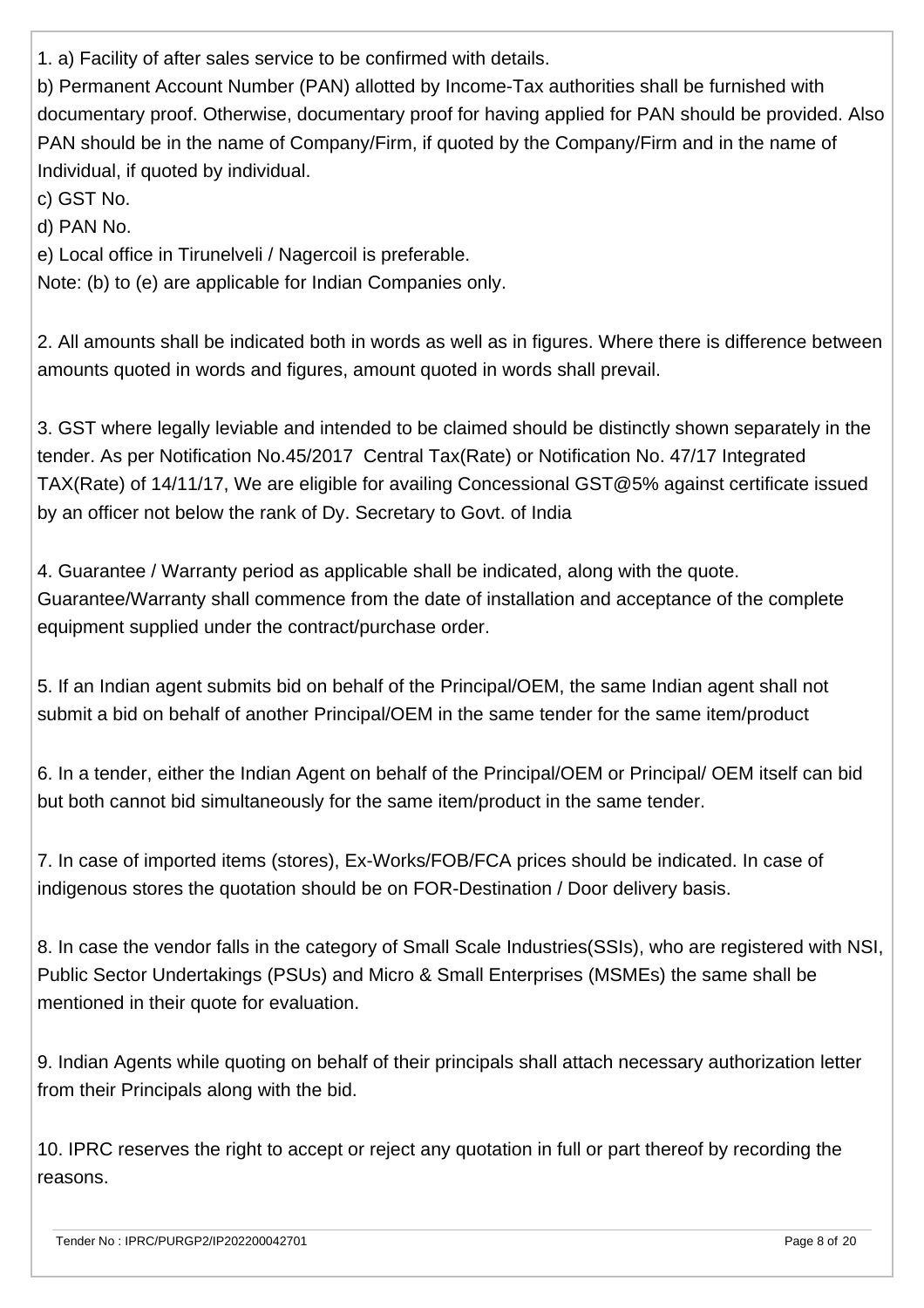1. a) Facility of after sales service to be confirmed with details.

b) Permanent Account Number (PAN) allotted by Income-Tax authorities shall be furnished with documentary proof. Otherwise, documentary proof for having applied for PAN should be provided. Also PAN should be in the name of Company/Firm, if quoted by the Company/Firm and in the name of Individual, if quoted by individual.

c) GST No.

d) PAN No.

e) Local office in Tirunelveli / Nagercoil is preferable.

Note: (b) to (e) are applicable for Indian Companies only.

2. All amounts shall be indicated both in words as well as in figures. Where there is difference between amounts quoted in words and figures, amount quoted in words shall prevail.

3. GST where legally leviable and intended to be claimed should be distinctly shown separately in the tender. As per Notification No.45/2017 Central Tax(Rate) or Notification No. 47/17 Integrated TAX(Rate) of 14/11/17, We are eligible for availing Concessional GST@5% against certificate issued by an officer not below the rank of Dy. Secretary to Govt. of India

4. Guarantee / Warranty period as applicable shall be indicated, along with the quote. Guarantee/Warranty shall commence from the date of installation and acceptance of the complete equipment supplied under the contract/purchase order.

5. If an Indian agent submits bid on behalf of the Principal/OEM, the same Indian agent shall not submit a bid on behalf of another Principal/OEM in the same tender for the same item/product

6. In a tender, either the Indian Agent on behalf of the Principal/OEM or Principal/ OEM itself can bid but both cannot bid simultaneously for the same item/product in the same tender.

7. In case of imported items (stores), Ex-Works/FOB/FCA prices should be indicated. In case of indigenous stores the quotation should be on FOR-Destination / Door delivery basis.

8. In case the vendor falls in the category of Small Scale Industries(SSIs), who are registered with NSI, Public Sector Undertakings (PSUs) and Micro & Small Enterprises (MSMEs) the same shall be mentioned in their quote for evaluation.

9. Indian Agents while quoting on behalf of their principals shall attach necessary authorization letter from their Principals along with the bid.

10. IPRC reserves the right to accept or reject any quotation in full or part thereof by recording the reasons.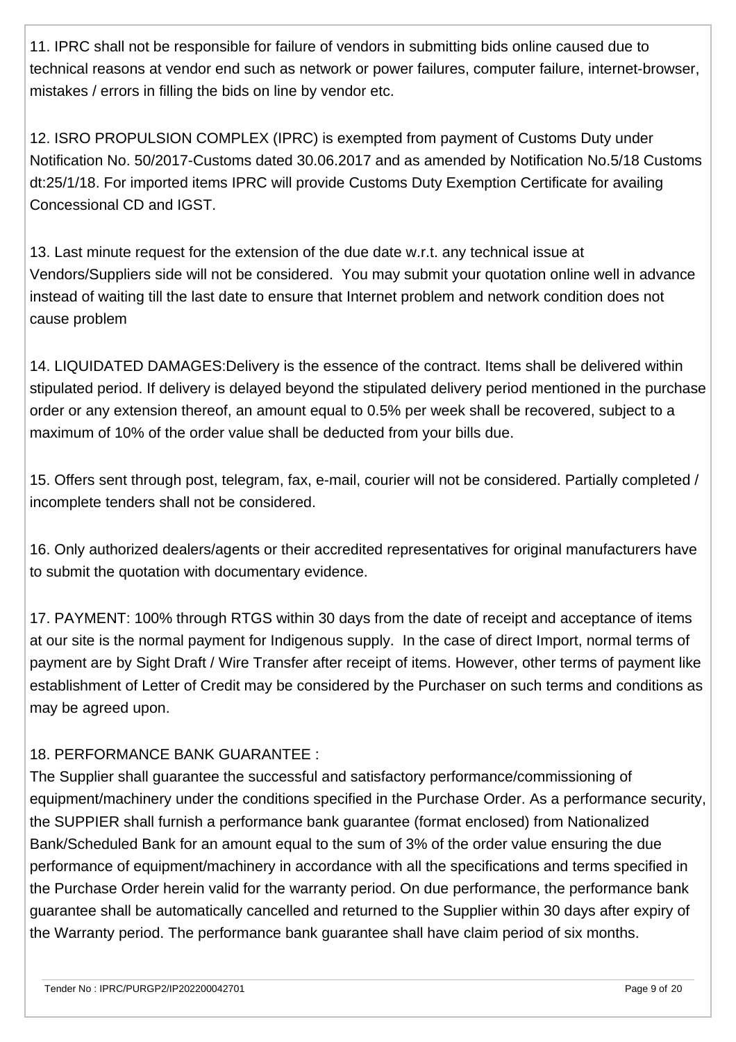11. IPRC shall not be responsible for failure of vendors in submitting bids online caused due to technical reasons at vendor end such as network or power failures, computer failure, internet-browser, mistakes / errors in filling the bids on line by vendor etc.

12. ISRO PROPULSION COMPLEX (IPRC) is exempted from payment of Customs Duty under Notification No. 50/2017-Customs dated 30.06.2017 and as amended by Notification No.5/18 Customs dt:25/1/18. For imported items IPRC will provide Customs Duty Exemption Certificate for availing Concessional CD and IGST.

13. Last minute request for the extension of the due date w.r.t. any technical issue at Vendors/Suppliers side will not be considered. You may submit your quotation online well in advance instead of waiting till the last date to ensure that Internet problem and network condition does not cause problem

14. LIQUIDATED DAMAGES:Delivery is the essence of the contract. Items shall be delivered within stipulated period. If delivery is delayed beyond the stipulated delivery period mentioned in the purchase order or any extension thereof, an amount equal to 0.5% per week shall be recovered, subject to a maximum of 10% of the order value shall be deducted from your bills due.

15. Offers sent through post, telegram, fax, e-mail, courier will not be considered. Partially completed / incomplete tenders shall not be considered.

16. Only authorized dealers/agents or their accredited representatives for original manufacturers have to submit the quotation with documentary evidence.

17. PAYMENT: 100% through RTGS within 30 days from the date of receipt and acceptance of items at our site is the normal payment for Indigenous supply. In the case of direct Import, normal terms of payment are by Sight Draft / Wire Transfer after receipt of items. However, other terms of payment like establishment of Letter of Credit may be considered by the Purchaser on such terms and conditions as may be agreed upon.

18. PERFORMANCE BANK GUARANTEE :
The Supplier shall guarantee the successful and satisfactory performance/commissioning of equipment/machinery under the conditions specified in the Purchase Order. As a performance security, the SUPPIER shall furnish a performance bank guarantee (format enclosed) from Nationalized Bank/Scheduled Bank for an amount equal to the sum of 3% of the order value ensuring the due performance of equipment/machinery in accordance with all the specifications and terms specified in the Purchase Order herein valid for the warranty period. On due performance, the performance bank guarantee shall be automatically cancelled and returned to the Supplier within 30 days after expiry of the Warranty period. The performance bank guarantee shall have claim period of six months.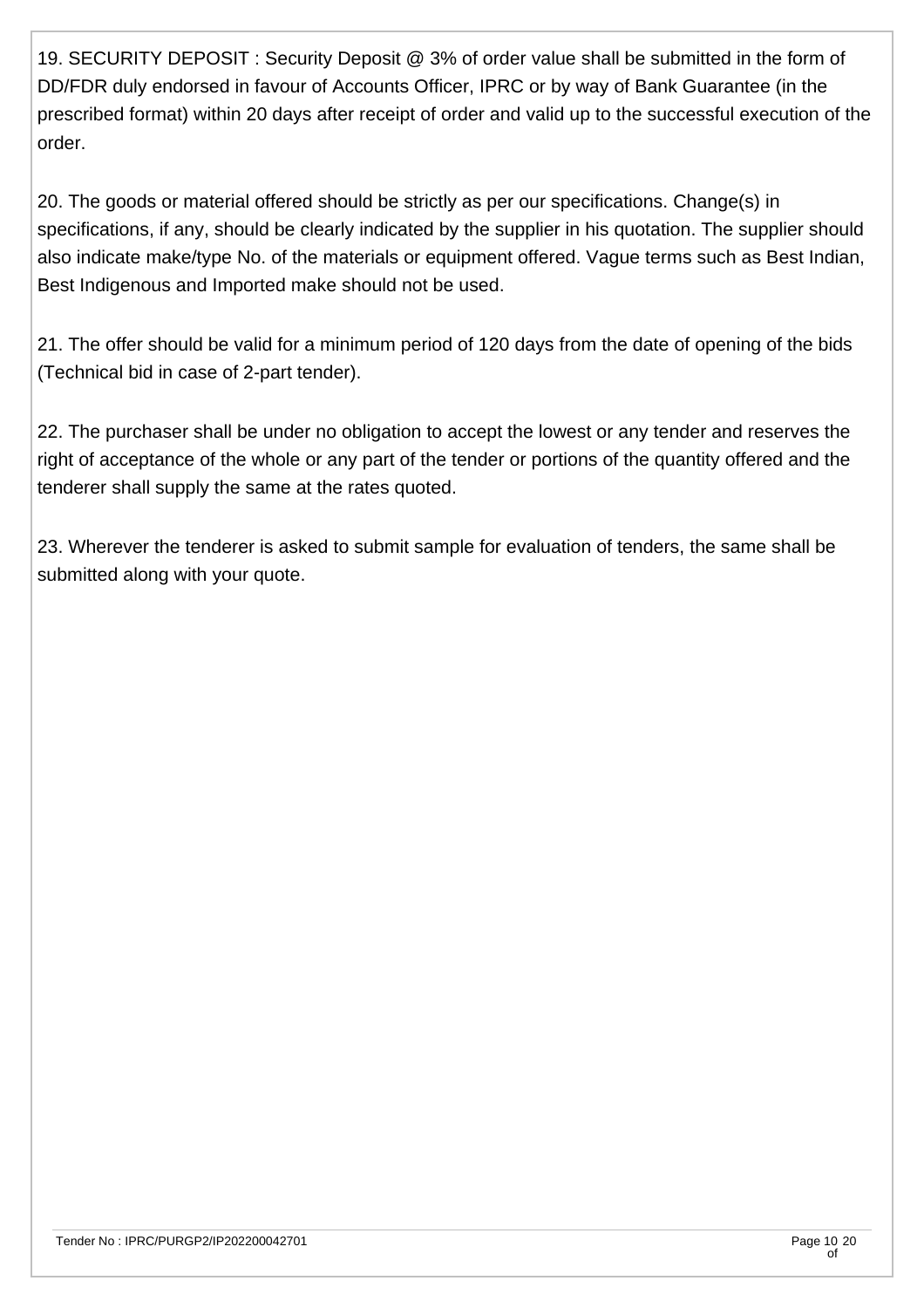19. SECURITY DEPOSIT : Security Deposit @ 3% of order value shall be submitted in the form of DD/FDR duly endorsed in favour of Accounts Officer, IPRC or by way of Bank Guarantee (in the prescribed format) within 20 days after receipt of order and valid up to the successful execution of the order.

20. The goods or material offered should be strictly as per our specifications. Change(s) in specifications, if any, should be clearly indicated by the supplier in his quotation. The supplier should also indicate make/type No. of the materials or equipment offered. Vague terms such as Best Indian, Best Indigenous and Imported make should not be used.

21. The offer should be valid for a minimum period of 120 days from the date of opening of the bids (Technical bid in case of 2-part tender).

22. The purchaser shall be under no obligation to accept the lowest or any tender and reserves the right of acceptance of the whole or any part of the tender or portions of the quantity offered and the tenderer shall supply the same at the rates quoted.

23. Wherever the tenderer is asked to submit sample for evaluation of tenders, the same shall be submitted along with your quote.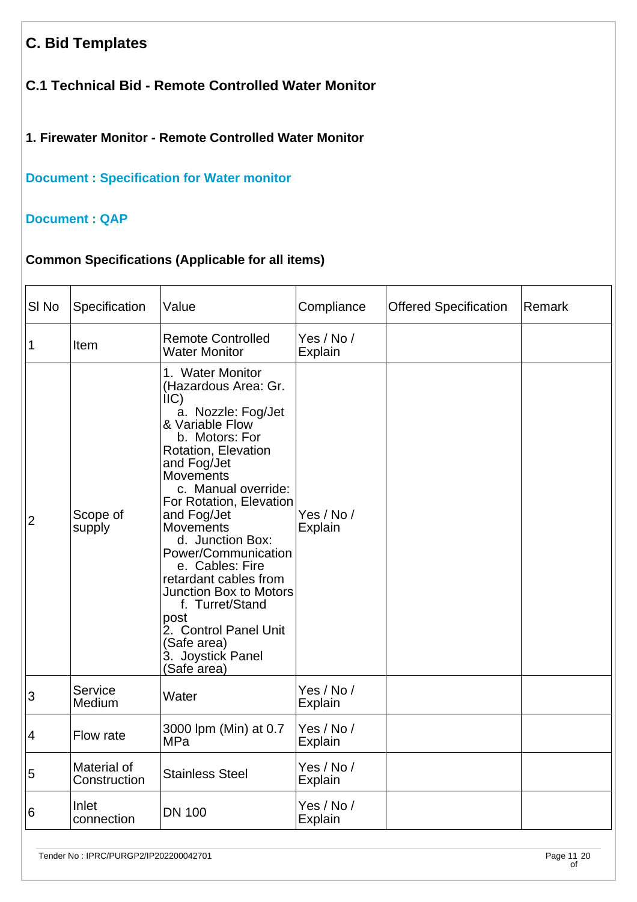## C. Bid Templates

### C.1 Technical Bid - Remote Controlled Water Monitor

#### 1. Firewater Monitor - Remote Controlled Water Monitor

**Document : Specification for Water monitor**

**Document : QAP**

**Common Specifications (Applicable for all items)**

| Sl No | Specification | Value | Compliance | Offered Specification | Remark |
|---|---|---|---|---|---|
| 1 | Item | Remote Controlled Water Monitor | Yes / No / Explain | | |
| 2 | Scope of supply | 1. Water Monitor (Hazardous Area: Gr. IIC)<br>a. Nozzle: Fog/Jet & Variable Flow<br>b. Motors: For Rotation, Elevation and Fog/Jet Movements<br>c. Manual override: For Rotation, Elevation and Fog/Jet Movements<br>d. Junction Box: Power/Communication<br>e. Cables: Fire retardant cables from Junction Box to Motors<br>f. Turret/Stand post<br>2. Control Panel Unit (Safe area)<br>3. Joystick Panel (Safe area) | Yes / No / Explain | | |
| 3 | Service Medium | Water | Yes / No / Explain | | |
| 4 | Flow rate | 3000 lpm (Min) at 0.7 MPa | Yes / No / Explain | | |
| 5 | Material of Construction | Stainless Steel | Yes / No / Explain | | |
| 6 | Inlet connection | DN 100 | Yes / No / Explain | | |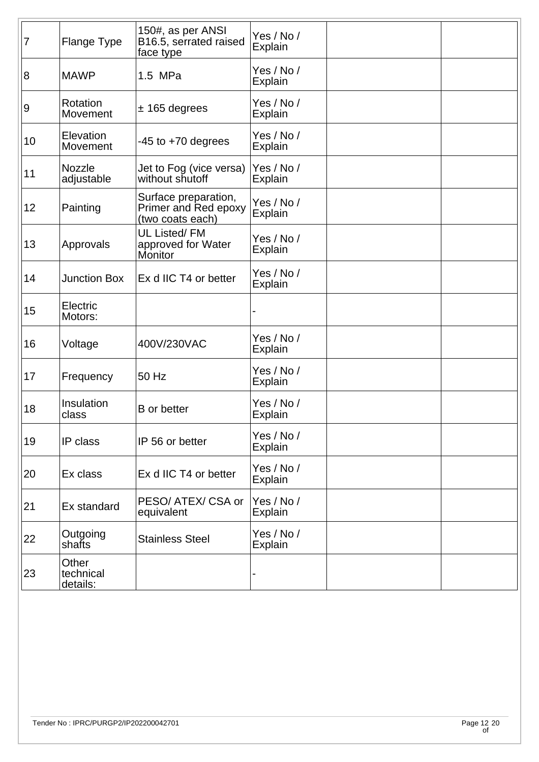| | | | | | |
|---|---|---|---|---|---|
| 7 | Flange Type | 150#, as per ANSI B16.5, serrated raised face type | Yes / No / Explain | | |
| 8 | MAWP | 1.5 MPa | Yes / No / Explain | | |
| 9 | Rotation Movement | ± 165 degrees | Yes / No / Explain | | |
| 10 | Elevation Movement | -45 to +70 degrees | Yes / No / Explain | | |
| 11 | Nozzle adjustable | Jet to Fog (vice versa) without shutoff | Yes / No / Explain | | |
| 12 | Painting | Surface preparation, Primer and Red epoxy (two coats each) | Yes / No / Explain | | |
| 13 | Approvals | UL Listed/ FM approved for Water Monitor | Yes / No / Explain | | |
| 14 | Junction Box | Ex d IIC T4 or better | Yes / No / Explain | | |
| 15 | Electric Motors: | | - | | |
| 16 | Voltage | 400V/230VAC | Yes / No / Explain | | |
| 17 | Frequency | 50 Hz | Yes / No / Explain | | |
| 18 | Insulation class | B or better | Yes / No / Explain | | |
| 19 | IP class | IP 56 or better | Yes / No / Explain | | |
| 20 | Ex class | Ex d IIC T4 or better | Yes / No / Explain | | |
| 21 | Ex standard | PESO/ ATEX/ CSA or equivalent | Yes / No / Explain | | |
| 22 | Outgoing shafts | Stainless Steel | Yes / No / Explain | | |
| 23 | Other technical details: | | - | | |

Tender No : IPRC/PURGP2/IP202200042701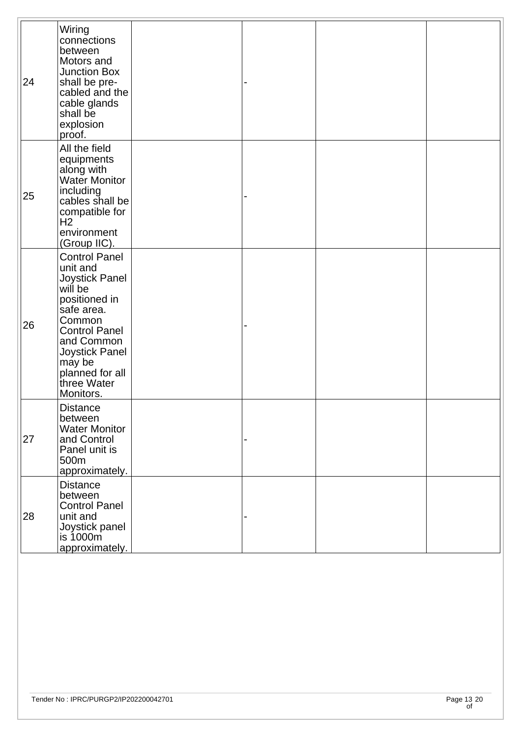| | | | | | |
|---|---|---|---|---|---|
| 24 | Wiring connections between Motors and Junction Box shall be pre-cabled and the cable glands shall be explosion proof. | | - | | |
| 25 | All the field equipments along with Water Monitor including cables shall be compatible for H2 environment (Group IIC). | | - | | |
| 26 | Control Panel unit and Joystick Panel will be positioned in safe area. Common Control Panel and Common Joystick Panel may be planned for all three Water Monitors. | | - | | |
| 27 | Distance between Water Monitor and Control Panel unit is 500m approximately. | | - | | |
| 28 | Distance between Control Panel unit and Joystick panel is 1000m approximately. | | - | | |

Tender No : IPRC/PURGP2/IP202200042701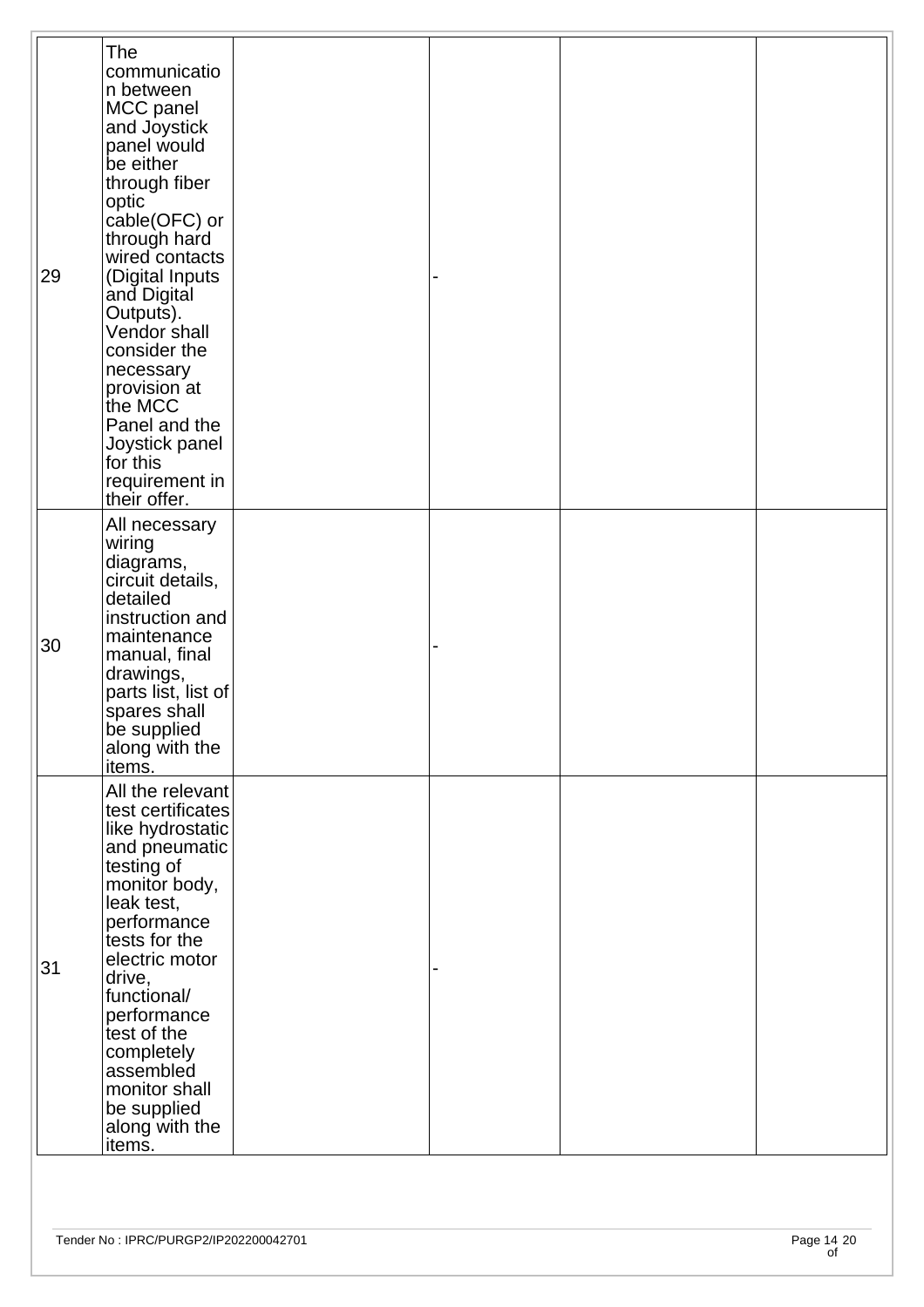| | | | | | |
|---|---|---|---|---|---|
| 29 | The communication between MCC panel and Joystick panel would be either through fiber optic cable(OFC) or through hard wired contacts (Digital Inputs and Digital Outputs). Vendor shall consider the necessary provision at the MCC Panel and the Joystick panel for this requirement in their offer. | | - | | |
| 30 | All necessary wiring diagrams, circuit details, detailed instruction and maintenance manual, final drawings, parts list, list of spares shall be supplied along with the items. | | - | | |
| 31 | All the relevant test certificates like hydrostatic and pneumatic testing of monitor body, leak test, performance tests for the electric motor drive, functional/ performance test of the completely assembled monitor shall be supplied along with the items. | | - | | |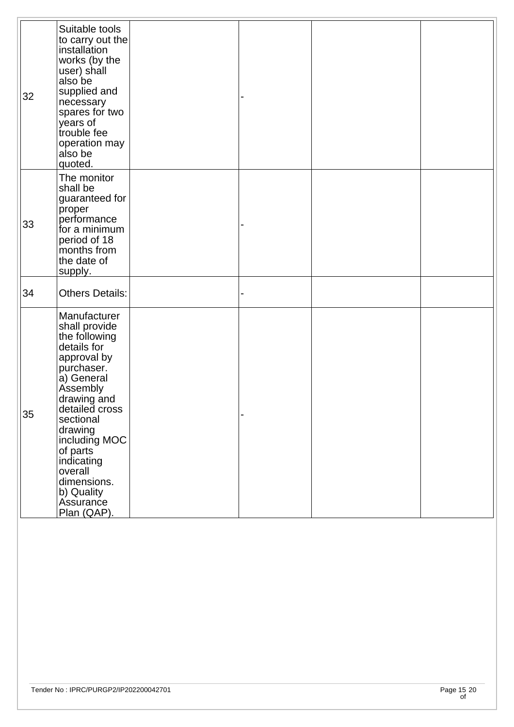| | | | | | |
|---|---|---|---|---|---|
| 32 | Suitable tools to carry out the installation works (by the user) shall also be supplied and necessary spares for two years of trouble fee operation may also be quoted. | | - | | |
| 33 | The monitor shall be guaranteed for proper performance for a minimum period of 18 months from the date of supply. | | - | | |
| 34 | Others Details: | | - | | |
| 35 | Manufacturer shall provide the following details for approval by purchaser. a) General Assembly drawing and detailed cross sectional drawing including MOC of parts indicating overall dimensions. b) Quality Assurance Plan (QAP). | | - | | |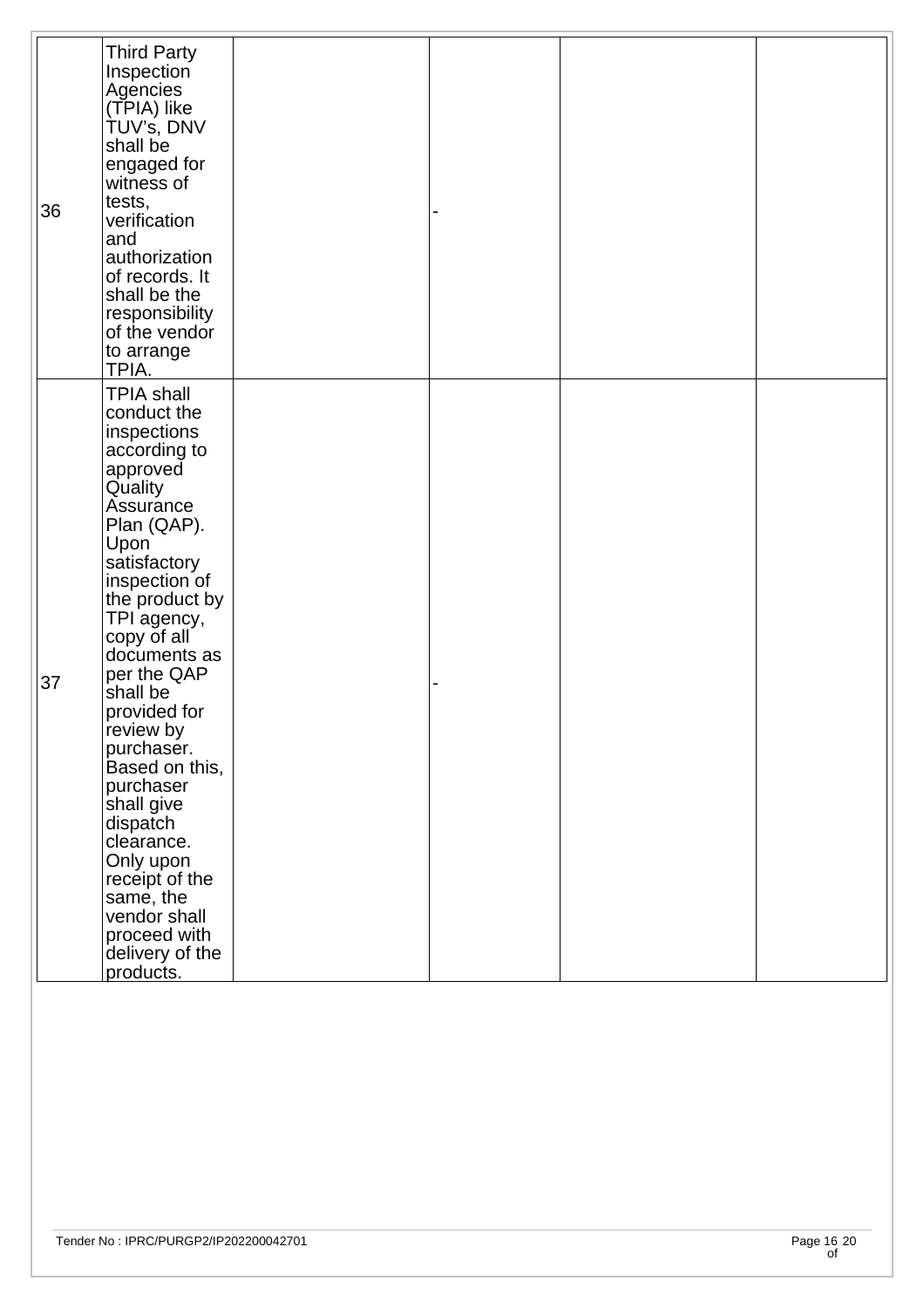| | | | | | |
|---|---|---|---|---|---|
| 36 | Third Party Inspection Agencies (TPIA) like TUV's, DNV shall be engaged for witness of tests, verification and authorization of records. It shall be the responsibility of the vendor to arrange TPIA. | | - | | |
| 37 | TPIA shall conduct the inspections according to approved Quality Assurance Plan (QAP). Upon satisfactory inspection of the product by TPI agency, copy of all documents as per the QAP shall be provided for review by purchaser. Based on this, purchaser shall give dispatch clearance. Only upon receipt of the same, the vendor shall proceed with delivery of the products. | | - | | |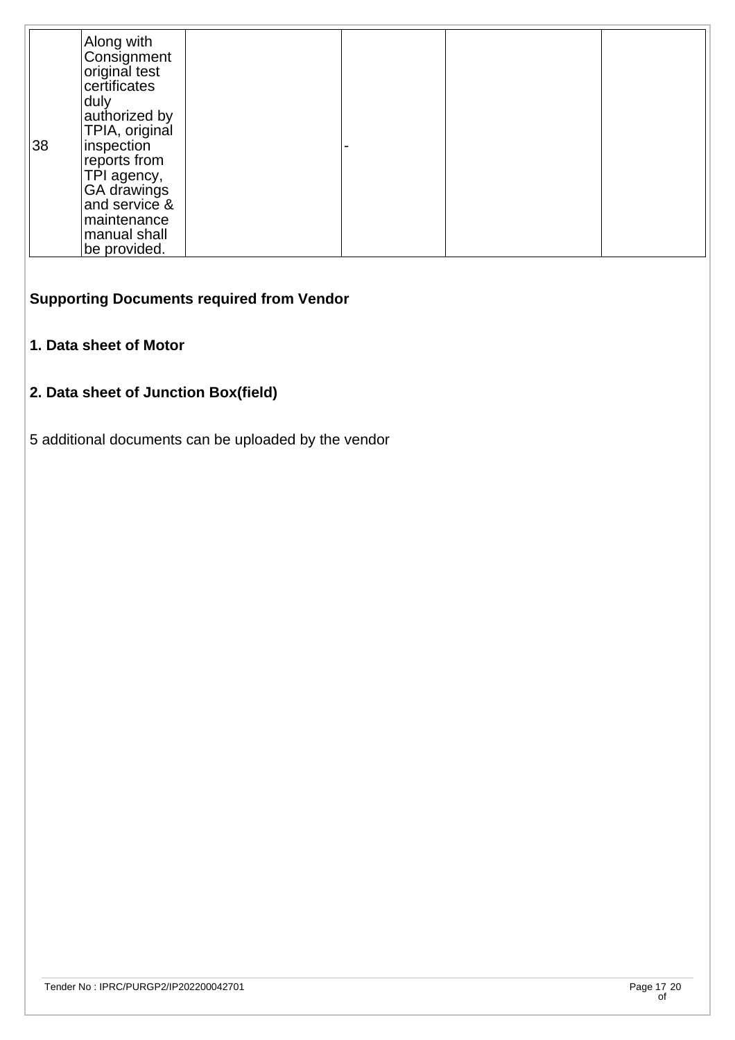| 38 | Along with Consignment original test certificates duly authorized by TPIA, original inspection reports from TPI agency, GA drawings and service & maintenance manual shall be provided. | | - | | |
|---|---|---|---|---|---|

**Supporting Documents required from Vendor**

**1. Data sheet of Motor**

**2. Data sheet of Junction Box(field)**

5 additional documents can be uploaded by the vendor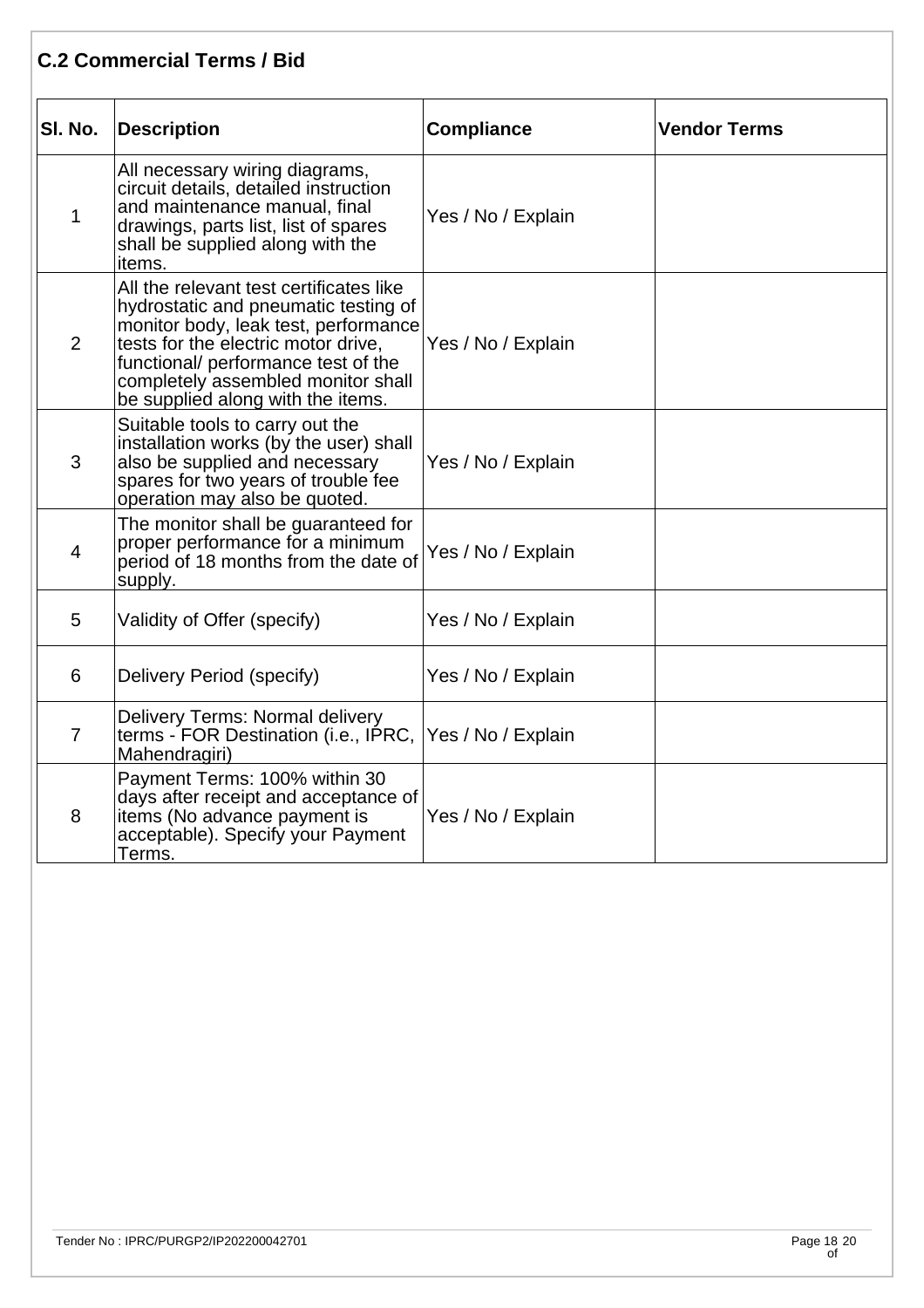## C.2 Commercial Terms / Bid

| Sl. No. | Description | Compliance | Vendor Terms |
|---|---|---|---|
| 1 | All necessary wiring diagrams, circuit details, detailed instruction and maintenance manual, final drawings, parts list, list of spares shall be supplied along with the items. | Yes / No / Explain | |
| 2 | All the relevant test certificates like hydrostatic and pneumatic testing of monitor body, leak test, performance tests for the electric motor drive, functional/ performance test of the completely assembled monitor shall be supplied along with the items. | Yes / No / Explain | |
| 3 | Suitable tools to carry out the installation works (by the user) shall also be supplied and necessary spares for two years of trouble fee operation may also be quoted. | Yes / No / Explain | |
| 4 | The monitor shall be guaranteed for proper performance for a minimum period of 18 months from the date of supply. | Yes / No / Explain | |
| 5 | Validity of Offer (specify) | Yes / No / Explain | |
| 6 | Delivery Period (specify) | Yes / No / Explain | |
| 7 | Delivery Terms: Normal delivery terms - FOR Destination (i.e., IPRC, Mahendragiri) | Yes / No / Explain | |
| 8 | Payment Terms: 100% within 30 days after receipt and acceptance of items (No advance payment is acceptable). Specify your Payment Terms. | Yes / No / Explain | |

Tender No : IPRC/PURGP2/IP202200042701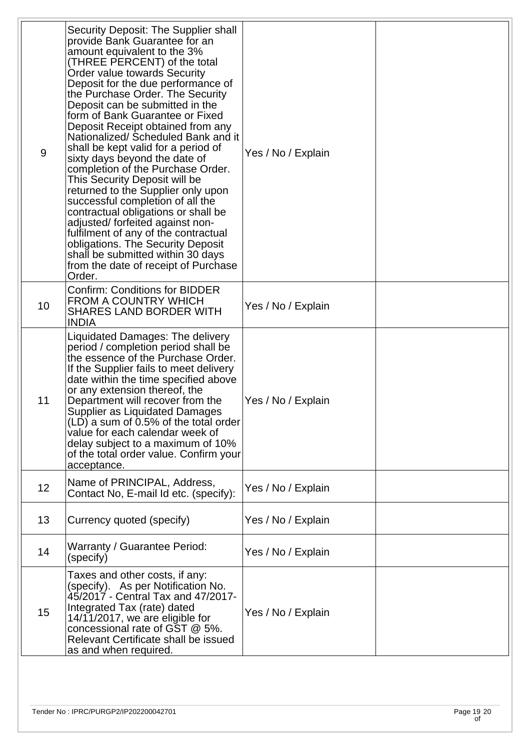| | | | |
|---|---|---|---|
| 9 | Security Deposit: The Supplier shall provide Bank Guarantee for an amount equivalent to the 3% (THREE PERCENT) of the total Order value towards Security Deposit for the due performance of the Purchase Order. The Security Deposit can be submitted in the form of Bank Guarantee or Fixed Deposit Receipt obtained from any Nationalized/ Scheduled Bank and it shall be kept valid for a period of sixty days beyond the date of completion of the Purchase Order. This Security Deposit will be returned to the Supplier only upon successful completion of all the contractual obligations or shall be adjusted/ forfeited against non-fulfilment of any of the contractual obligations. The Security Deposit shall be submitted within 30 days from the date of receipt of Purchase Order. | Yes / No / Explain | |
| 10 | Confirm: Conditions for BIDDER FROM A COUNTRY WHICH SHARES LAND BORDER WITH INDIA | Yes / No / Explain | |
| 11 | Liquidated Damages: The delivery period / completion period shall be the essence of the Purchase Order. If the Supplier fails to meet delivery date within the time specified above or any extension thereof, the Department will recover from the Supplier as Liquidated Damages (LD) a sum of 0.5% of the total order value for each calendar week of delay subject to a maximum of 10% of the total order value. Confirm your acceptance. | Yes / No / Explain | |
| 12 | Name of PRINCIPAL, Address, Contact No, E-mail Id etc. (specify): | Yes / No / Explain | |
| 13 | Currency quoted (specify) | Yes / No / Explain | |
| 14 | Warranty / Guarantee Period: (specify) | Yes / No / Explain | |
| 15 | Taxes and other costs, if any: (specify). As per Notification No. 45/2017 - Central Tax and 47/2017-Integrated Tax (rate) dated 14/11/2017, we are eligible for concessional rate of GST @ 5%. Relevant Certificate shall be issued as and when required. | Yes / No / Explain | |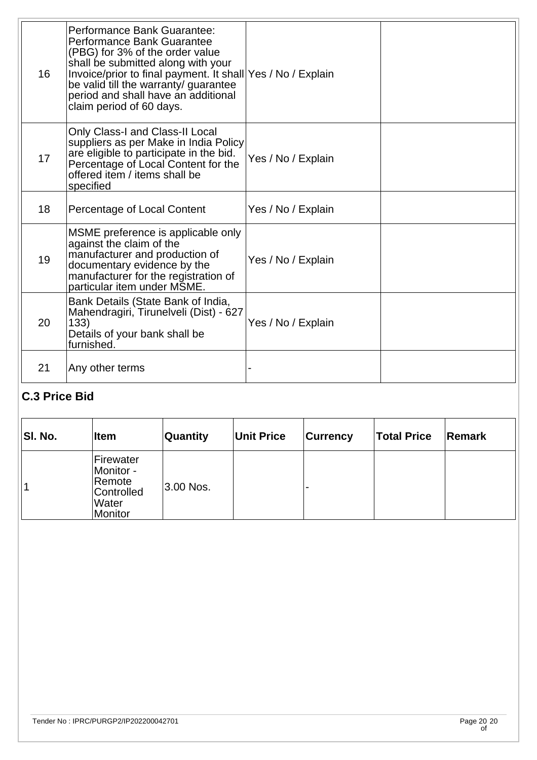| | | | |
|---|---|---|---|
| 16 | Performance Bank Guarantee: Performance Bank Guarantee (PBG) for 3% of the order value shall be submitted along with your Invoice/prior to final payment. It shall be valid till the warranty/ guarantee period and shall have an additional claim period of 60 days. | Yes / No / Explain | |
| 17 | Only Class-I and Class-II Local suppliers as per Make in India Policy are eligible to participate in the bid. Percentage of Local Content for the offered item / items shall be specified | Yes / No / Explain | |
| 18 | Percentage of Local Content | Yes / No / Explain | |
| 19 | MSME preference is applicable only against the claim of the manufacturer and production of documentary evidence by the manufacturer for the registration of particular item under MSME. | Yes / No / Explain | |
| 20 | Bank Details (State Bank of India, Mahendragiri, Tirunelveli (Dist) - 627 133) Details of your bank shall be furnished. | Yes / No / Explain | |
| 21 | Any other terms | - | |

## C.3 Price Bid

| Sl. No. | Item | Quantity | Unit Price | Currency | Total Price | Remark |
|---|---|---|---|---|---|---|
| 1 | Firewater Monitor - Remote Controlled Water Monitor | 3.00 Nos. | | - | | |